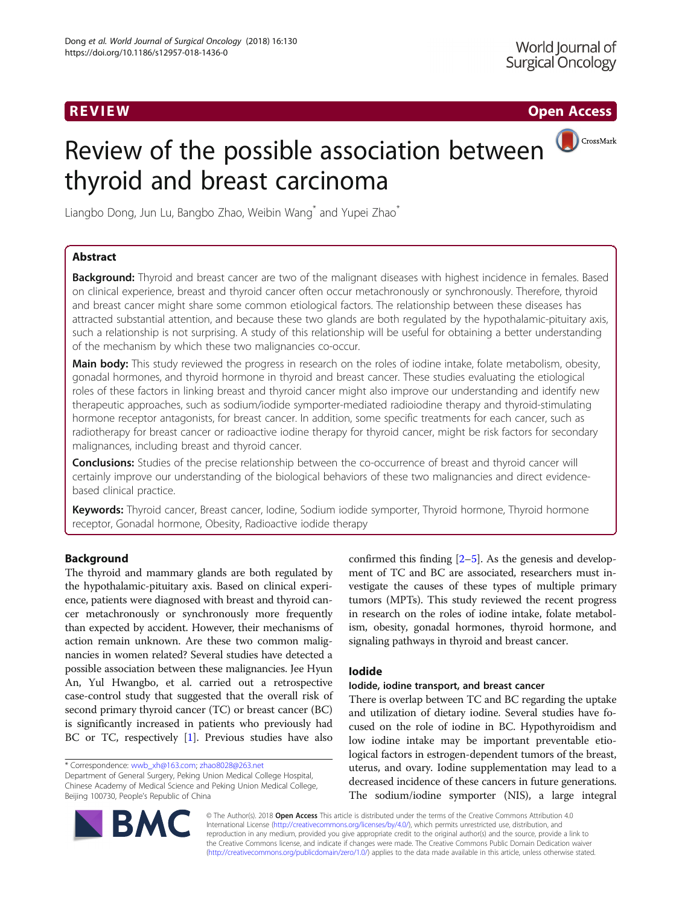REVIEW

Open Access

# Review of the possible association between thyroid and breast carcinoma

Liangbo Dong, Jun Lu, Bangbo Zhao, Weibin Wang* and Yupei Zhao*

## Abstract

**Background:** Thyroid and breast cancer are two of the malignant diseases with highest incidence in females. Based on clinical experience, breast and thyroid cancer often occur metachronously or synchronously. Therefore, thyroid and breast cancer might share some common etiological factors. The relationship between these diseases has attracted substantial attention, and because these two glands are both regulated by the hypothalamic-pituitary axis, such a relationship is not surprising. A study of this relationship will be useful for obtaining a better understanding of the mechanism by which these two malignancies co-occur.

**Main body:** This study reviewed the progress in research on the roles of iodine intake, folate metabolism, obesity, gonadal hormones, and thyroid hormone in thyroid and breast cancer. These studies evaluating the etiological roles of these factors in linking breast and thyroid cancer might also improve our understanding and identify new therapeutic approaches, such as sodium/iodide symporter-mediated radioiodine therapy and thyroid-stimulating hormone receptor antagonists, for breast cancer. In addition, some specific treatments for each cancer, such as radiotherapy for breast cancer or radioactive iodine therapy for thyroid cancer, might be risk factors for secondary malignances, including breast and thyroid cancer.

**Conclusions:** Studies of the precise relationship between the co-occurrence of breast and thyroid cancer will certainly improve our understanding of the biological behaviors of these two malignancies and direct evidence-based clinical practice.

**Keywords:** Thyroid cancer, Breast cancer, Iodine, Sodium iodide symporter, Thyroid hormone, Thyroid hormone receptor, Gonadal hormone, Obesity, Radioactive iodide therapy

## Background

The thyroid and mammary glands are both regulated by the hypothalamic-pituitary axis. Based on clinical experience, patients were diagnosed with breast and thyroid cancer metachronously or synchronously more frequently than expected by accident. However, their mechanisms of action remain unknown. Are these two common malignancies in women related? Several studies have detected a possible association between these malignancies. Jee Hyun An, Yul Hwangbo, et al. carried out a retrospective case-control study that suggested that the overall risk of second primary thyroid cancer (TC) or breast cancer (BC) is significantly increased in patients who previously had BC or TC, respectively [1]. Previous studies have also confirmed this finding [2–5]. As the genesis and development of TC and BC are associated, researchers must investigate the causes of these types of multiple primary tumors (MPTs). This study reviewed the recent progress in research on the roles of iodine intake, folate metabolism, obesity, gonadal hormones, thyroid hormone, and signaling pathways in thyroid and breast cancer.

## Iodide

### Iodide, iodine transport, and breast cancer

There is overlap between TC and BC regarding the uptake and utilization of dietary iodine. Several studies have focused on the role of iodine in BC. Hypothyroidism and low iodine intake may be important preventable etiological factors in estrogen-dependent tumors of the breast, uterus, and ovary. Iodine supplementation may lead to a decreased incidence of these cancers in future generations. The sodium/iodine symporter (NIS), a large integral

* Correspondence: wwb_xh@163.com; zhao8028@263.net
Department of General Surgery, Peking Union Medical College Hospital, Chinese Academy of Medical Science and Peking Union Medical College, Beijing 100730, People's Republic of China

© The Author(s). 2018 **Open Access** This article is distributed under the terms of the Creative Commons Attribution 4.0 International License (http://creativecommons.org/licenses/by/4.0/), which permits unrestricted use, distribution, and reproduction in any medium, provided you give appropriate credit to the original author(s) and the source, provide a link to the Creative Commons license, and indicate if changes were made. The Creative Commons Public Domain Dedication waiver (http://creativecommons.org/publicdomain/zero/1.0/) applies to the data made available in this article, unless otherwise stated.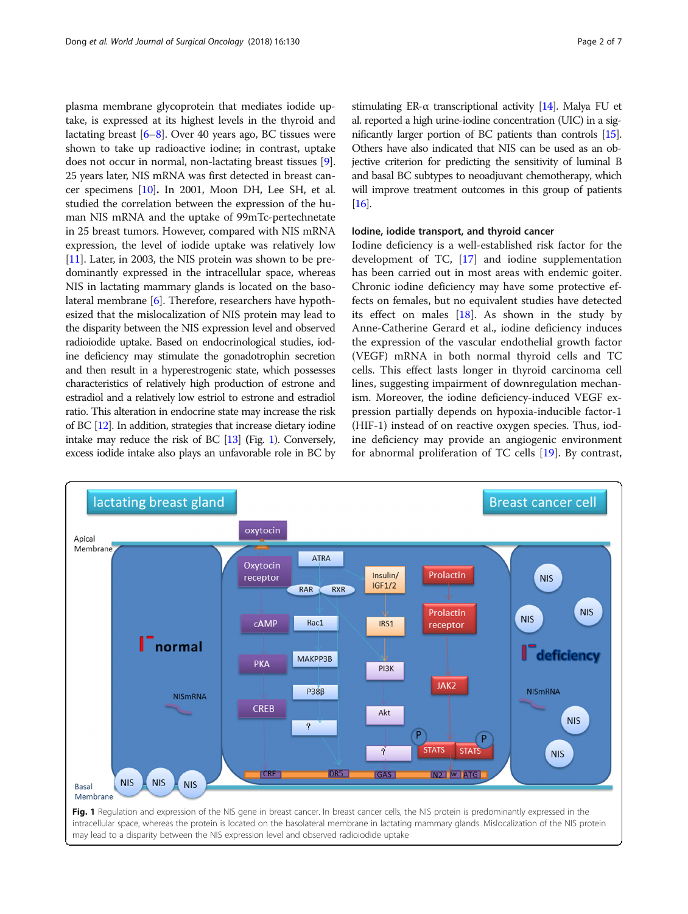plasma membrane glycoprotein that mediates iodide uptake, is expressed at its highest levels in the thyroid and lactating breast [6–8]. Over 40 years ago, BC tissues were shown to take up radioactive iodine; in contrast, uptake does not occur in normal, non-lactating breast tissues [9]. 25 years later, NIS mRNA was first detected in breast cancer specimens [10]. In 2001, Moon DH, Lee SH, et al. studied the correlation between the expression of the human NIS mRNA and the uptake of 99mTc-pertechnetate in 25 breast tumors. However, compared with NIS mRNA expression, the level of iodide uptake was relatively low [11]. Later, in 2003, the NIS protein was shown to be predominantly expressed in the intracellular space, whereas NIS in lactating mammary glands is located on the basolateral membrane [6]. Therefore, researchers have hypothesized that the mislocalization of NIS protein may lead to the disparity between the NIS expression level and observed radioiodide uptake. Based on endocrinological studies, iodine deficiency may stimulate the gonadotrophin secretion and then result in a hyperestrogenic state, which possesses characteristics of relatively high production of estrone and estradiol and a relatively low estriol to estrone and estradiol ratio. This alteration in endocrine state may increase the risk of BC [12]. In addition, strategies that increase dietary iodine intake may reduce the risk of BC [13] (Fig. 1). Conversely, excess iodide intake also plays an unfavorable role in BC by stimulating ER-α transcriptional activity [14]. Malya FU et al. reported a high urine-iodine concentration (UIC) in a significantly larger portion of BC patients than controls [15]. Others have also indicated that NIS can be used as an objective criterion for predicting the sensitivity of luminal B and basal BC subtypes to neoadjuvant chemotherapy, which will improve treatment outcomes in this group of patients [16].

## Iodine, iodide transport, and thyroid cancer

Iodine deficiency is a well-established risk factor for the development of TC, [17] and iodine supplementation has been carried out in most areas with endemic goiter. Chronic iodine deficiency may have some protective effects on females, but no equivalent studies have detected its effect on males [18]. As shown in the study by Anne-Catherine Gerard et al., iodine deficiency induces the expression of the vascular endothelial growth factor (VEGF) mRNA in both normal thyroid cells and TC cells. This effect lasts longer in thyroid carcinoma cell lines, suggesting impairment of downregulation mechanism. Moreover, the iodine deficiency-induced VEGF expression partially depends on hypoxia-inducible factor-1 (HIF-1) instead of on reactive oxygen species. Thus, iodine deficiency may provide an angiogenic environment for abnormal proliferation of TC cells [19]. By contrast,

**Fig. 1** Regulation and expression of the NIS gene in breast cancer. In breast cancer cells, the NIS protein is predominantly expressed in the intracellular space, whereas the protein is located on the basolateral membrane in lactating mammary glands. Mislocalization of the NIS protein may lead to a disparity between the NIS expression level and observed radioiodide uptake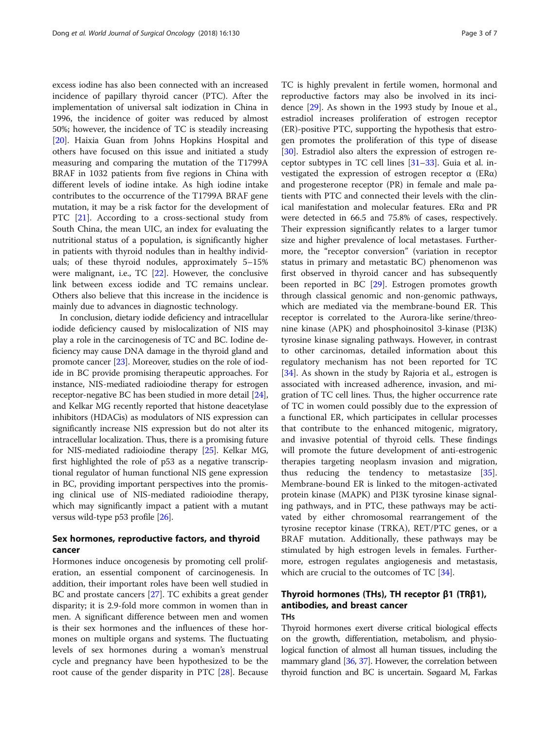excess iodine has also been connected with an increased incidence of papillary thyroid cancer (PTC). After the implementation of universal salt iodization in China in 1996, the incidence of goiter was reduced by almost 50%; however, the incidence of TC is steadily increasing [20]. Haixia Guan from Johns Hopkins Hospital and others have focused on this issue and initiated a study measuring and comparing the mutation of the T1799A BRAF in 1032 patients from five regions in China with different levels of iodine intake. As high iodine intake contributes to the occurrence of the T1799A BRAF gene mutation, it may be a risk factor for the development of PTC [21]. According to a cross-sectional study from South China, the mean UIC, an index for evaluating the nutritional status of a population, is significantly higher in patients with thyroid nodules than in healthy individuals; of these thyroid nodules, approximately 5–15% were malignant, i.e., TC [22]. However, the conclusive link between excess iodide and TC remains unclear. Others also believe that this increase in the incidence is mainly due to advances in diagnostic technology.

In conclusion, dietary iodide deficiency and intracellular iodide deficiency caused by mislocalization of NIS may play a role in the carcinogenesis of TC and BC. Iodine deficiency may cause DNA damage in the thyroid gland and promote cancer [23]. Moreover, studies on the role of iodide in BC provide promising therapeutic approaches. For instance, NIS-mediated radioiodine therapy for estrogen receptor-negative BC has been studied in more detail [24], and Kelkar MG recently reported that histone deacetylase inhibitors (HDACis) as modulators of NIS expression can significantly increase NIS expression but do not alter its intracellular localization. Thus, there is a promising future for NIS-mediated radioiodine therapy [25]. Kelkar MG, first highlighted the role of p53 as a negative transcriptional regulator of human functional NIS gene expression in BC, providing important perspectives into the promising clinical use of NIS-mediated radioiodine therapy, which may significantly impact a patient with a mutant versus wild-type p53 profile [26].

## Sex hormones, reproductive factors, and thyroid cancer

Hormones induce oncogenesis by promoting cell proliferation, an essential component of carcinogenesis. In addition, their important roles have been well studied in BC and prostate cancers [27]. TC exhibits a great gender disparity; it is 2.9-fold more common in women than in men. A significant difference between men and women is their sex hormones and the influences of these hormones on multiple organs and systems. The fluctuating levels of sex hormones during a woman's menstrual cycle and pregnancy have been hypothesized to be the root cause of the gender disparity in PTC [28]. Because TC is highly prevalent in fertile women, hormonal and reproductive factors may also be involved in its incidence [29]. As shown in the 1993 study by Inoue et al., estradiol increases proliferation of estrogen receptor (ER)-positive PTC, supporting the hypothesis that estrogen promotes the proliferation of this type of disease [30]. Estradiol also alters the expression of estrogen receptor subtypes in TC cell lines [31–33]. Guia et al. investigated the expression of estrogen receptor α (ERα) and progesterone receptor (PR) in female and male patients with PTC and connected their levels with the clinical manifestation and molecular features. ERα and PR were detected in 66.5 and 75.8% of cases, respectively. Their expression significantly relates to a larger tumor size and higher prevalence of local metastases. Furthermore, the "receptor conversion" (variation in receptor status in primary and metastatic BC) phenomenon was first observed in thyroid cancer and has subsequently been reported in BC [29]. Estrogen promotes growth through classical genomic and non-genomic pathways, which are mediated via the membrane-bound ER. This receptor is correlated to the Aurora-like serine/threonine kinase (APK) and phosphoinositol 3-kinase (PI3K) tyrosine kinase signaling pathways. However, in contrast to other carcinomas, detailed information about this regulatory mechanism has not been reported for TC [34]. As shown in the study by Rajoria et al., estrogen is associated with increased adherence, invasion, and migration of TC cell lines. Thus, the higher occurrence rate of TC in women could possibly due to the expression of a functional ER, which participates in cellular processes that contribute to the enhanced mitogenic, migratory, and invasive potential of thyroid cells. These findings will promote the future development of anti-estrogenic therapies targeting neoplasm invasion and migration, thus reducing the tendency to metastasize [35]. Membrane-bound ER is linked to the mitogen-activated protein kinase (MAPK) and PI3K tyrosine kinase signaling pathways, and in PTC, these pathways may be activated by either chromosomal rearrangement of the tyrosine receptor kinase (TRKA), RET/PTC genes, or a BRAF mutation. Additionally, these pathways may be stimulated by high estrogen levels in females. Furthermore, estrogen regulates angiogenesis and metastasis, which are crucial to the outcomes of TC [34].

## Thyroid hormones (THs), TH receptor β1 (TRβ1), antibodies, and breast cancer

### THs

Thyroid hormones exert diverse critical biological effects on the growth, differentiation, metabolism, and physiological function of almost all human tissues, including the mammary gland [36, 37]. However, the correlation between thyroid function and BC is uncertain. Søgaard M, Farkas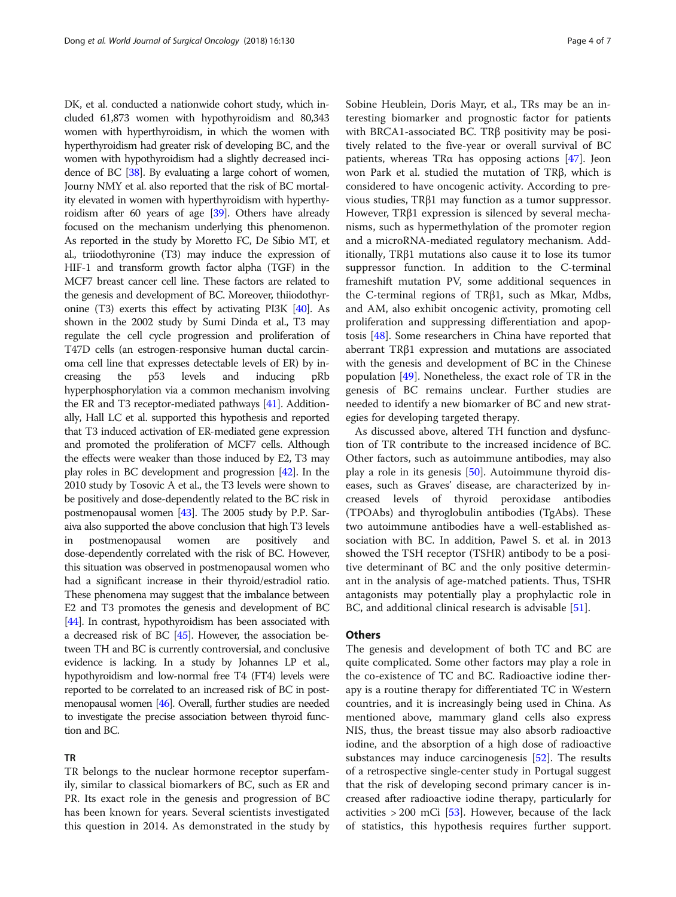DK, et al. conducted a nationwide cohort study, which included 61,873 women with hypothyroidism and 80,343 women with hyperthyroidism, in which the women with hyperthyroidism had greater risk of developing BC, and the women with hypothyroidism had a slightly decreased incidence of BC [38]. By evaluating a large cohort of women, Journy NMY et al. also reported that the risk of BC mortality elevated in women with hyperthyroidism with hyperthyroidism after 60 years of age [39]. Others have already focused on the mechanism underlying this phenomenon. As reported in the study by Moretto FC, De Sibio MT, et al., triiodothyronine (T3) may induce the expression of HIF-1 and transform growth factor alpha (TGF) in the MCF7 breast cancer cell line. These factors are related to the genesis and development of BC. Moreover, thiiodothyronine (T3) exerts this effect by activating PI3K [40]. As shown in the 2002 study by Sumi Dinda et al., T3 may regulate the cell cycle progression and proliferation of T47D cells (an estrogen-responsive human ductal carcinoma cell line that expresses detectable levels of ER) by increasing the p53 levels and inducing pRb hyperphosphorylation via a common mechanism involving the ER and T3 receptor-mediated pathways [41]. Additionally, Hall LC et al. supported this hypothesis and reported that T3 induced activation of ER-mediated gene expression and promoted the proliferation of MCF7 cells. Although the effects were weaker than those induced by E2, T3 may play roles in BC development and progression [42]. In the 2010 study by Tosovic A et al., the T3 levels were shown to be positively and dose-dependently related to the BC risk in postmenopausal women [43]. The 2005 study by P.P. Saraiva also supported the above conclusion that high T3 levels in postmenopausal women are positively and dose-dependently correlated with the risk of BC. However, this situation was observed in postmenopausal women who had a significant increase in their thyroid/estradiol ratio. These phenomena may suggest that the imbalance between E2 and T3 promotes the genesis and development of BC [44]. In contrast, hypothyroidism has been associated with a decreased risk of BC [45]. However, the association between TH and BC is currently controversial, and conclusive evidence is lacking. In a study by Johannes LP et al., hypothyroidism and low-normal free T4 (FT4) levels were reported to be correlated to an increased risk of BC in postmenopausal women [46]. Overall, further studies are needed to investigate the precise association between thyroid function and BC.

## TR

TR belongs to the nuclear hormone receptor superfamily, similar to classical biomarkers of BC, such as ER and PR. Its exact role in the genesis and progression of BC has been known for years. Several scientists investigated this question in 2014. As demonstrated in the study by Sobine Heublein, Doris Mayr, et al., TRs may be an interesting biomarker and prognostic factor for patients with BRCA1-associated BC. TRβ positivity may be positively related to the five-year or overall survival of BC patients, whereas TRα has opposing actions [47]. Jeon won Park et al. studied the mutation of TRβ, which is considered to have oncogenic activity. According to previous studies, TRβ1 may function as a tumor suppressor. However, TRβ1 expression is silenced by several mechanisms, such as hypermethylation of the promoter region and a microRNA-mediated regulatory mechanism. Additionally, TRβ1 mutations also cause it to lose its tumor suppressor function. In addition to the C-terminal frameshift mutation PV, some additional sequences in the C-terminal regions of TRβ1, such as Mkar, Mdbs, and AM, also exhibit oncogenic activity, promoting cell proliferation and suppressing differentiation and apoptosis [48]. Some researchers in China have reported that aberrant TRβ1 expression and mutations are associated with the genesis and development of BC in the Chinese population [49]. Nonetheless, the exact role of TR in the genesis of BC remains unclear. Further studies are needed to identify a new biomarker of BC and new strategies for developing targeted therapy.

As discussed above, altered TH function and dysfunction of TR contribute to the increased incidence of BC. Other factors, such as autoimmune antibodies, may also play a role in its genesis [50]. Autoimmune thyroid diseases, such as Graves' disease, are characterized by increased levels of thyroid peroxidase antibodies (TPOAbs) and thyroglobulin antibodies (TgAbs). These two autoimmune antibodies have a well-established association with BC. In addition, Pawel S. et al. in 2013 showed the TSH receptor (TSHR) antibody to be a positive determinant of BC and the only positive determinant in the analysis of age-matched patients. Thus, TSHR antagonists may potentially play a prophylactic role in BC, and additional clinical research is advisable [51].

## Others

The genesis and development of both TC and BC are quite complicated. Some other factors may play a role in the co-existence of TC and BC. Radioactive iodine therapy is a routine therapy for differentiated TC in Western countries, and it is increasingly being used in China. As mentioned above, mammary gland cells also express NIS, thus, the breast tissue may also absorb radioactive iodine, and the absorption of a high dose of radioactive substances may induce carcinogenesis [52]. The results of a retrospective single-center study in Portugal suggest that the risk of developing second primary cancer is increased after radioactive iodine therapy, particularly for activities > 200 mCi [53]. However, because of the lack of statistics, this hypothesis requires further support.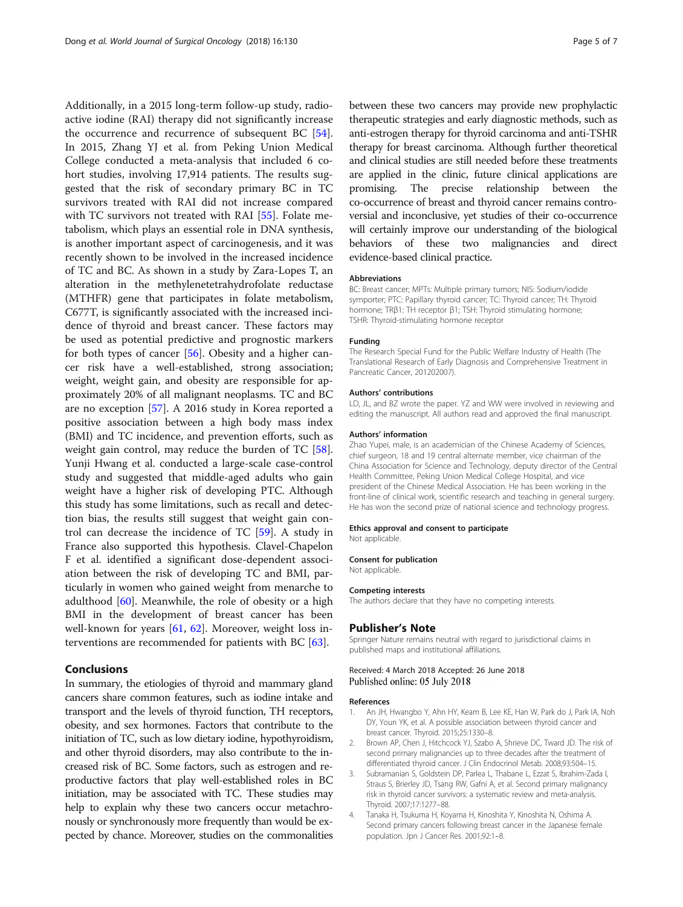Additionally, in a 2015 long-term follow-up study, radioactive iodine (RAI) therapy did not significantly increase the occurrence and recurrence of subsequent BC [54]. In 2015, Zhang YJ et al. from Peking Union Medical College conducted a meta-analysis that included 6 cohort studies, involving 17,914 patients. The results suggested that the risk of secondary primary BC in TC survivors treated with RAI did not increase compared with TC survivors not treated with RAI [55]. Folate metabolism, which plays an essential role in DNA synthesis, is another important aspect of carcinogenesis, and it was recently shown to be involved in the increased incidence of TC and BC. As shown in a study by Zara-Lopes T, an alteration in the methylenetetrahydrofolate reductase (MTHFR) gene that participates in folate metabolism, C677T, is significantly associated with the increased incidence of thyroid and breast cancer. These factors may be used as potential predictive and prognostic markers for both types of cancer [56]. Obesity and a higher cancer risk have a well-established, strong association; weight, weight gain, and obesity are responsible for approximately 20% of all malignant neoplasms. TC and BC are no exception [57]. A 2016 study in Korea reported a positive association between a high body mass index (BMI) and TC incidence, and prevention efforts, such as weight gain control, may reduce the burden of TC [58]. Yunji Hwang et al. conducted a large-scale case-control study and suggested that middle-aged adults who gain weight have a higher risk of developing PTC. Although this study has some limitations, such as recall and detection bias, the results still suggest that weight gain control can decrease the incidence of TC [59]. A study in France also supported this hypothesis. Clavel-Chapelon F et al. identified a significant dose-dependent association between the risk of developing TC and BMI, particularly in women who gained weight from menarche to adulthood [60]. Meanwhile, the role of obesity or a high BMI in the development of breast cancer has been well-known for years [61, 62]. Moreover, weight loss interventions are recommended for patients with BC [63].

## Conclusions

In summary, the etiologies of thyroid and mammary gland cancers share common features, such as iodine intake and transport and the levels of thyroid function, TH receptors, obesity, and sex hormones. Factors that contribute to the initiation of TC, such as low dietary iodine, hypothyroidism, and other thyroid disorders, may also contribute to the increased risk of BC. Some factors, such as estrogen and reproductive factors that play well-established roles in BC initiation, may be associated with TC. These studies may help to explain why these two cancers occur metachronously or synchronously more frequently than would be expected by chance. Moreover, studies on the commonalities between these two cancers may provide new prophylactic therapeutic strategies and early diagnostic methods, such as anti-estrogen therapy for thyroid carcinoma and anti-TSHR therapy for breast carcinoma. Although further theoretical and clinical studies are still needed before these treatments are applied in the clinic, future clinical applications are promising. The precise relationship between the co-occurrence of breast and thyroid cancer remains controversial and inconclusive, yet studies of their co-occurrence will certainly improve our understanding of the biological behaviors of these two malignancies and direct evidence-based clinical practice.

#### Abbreviations

BC: Breast cancer; MPTs: Multiple primary tumors; NIS: Sodium/iodide symporter; PTC: Papillary thyroid cancer; TC: Thyroid cancer; TH: Thyroid hormone; TRβ1: TH receptor β1; TSH: Thyroid stimulating hormone; TSHR: Thyroid-stimulating hormone receptor

#### Funding

The Research Special Fund for the Public Welfare Industry of Health (The Translational Research of Early Diagnosis and Comprehensive Treatment in Pancreatic Cancer, 201202007).

#### Authors' contributions

LD, JL, and BZ wrote the paper. YZ and WW were involved in reviewing and editing the manuscript. All authors read and approved the final manuscript.

#### Authors' information

Zhao Yupei, male, is an academician of the Chinese Academy of Sciences, chief surgeon, 18 and 19 central alternate member, vice chairman of the China Association for Science and Technology, deputy director of the Central Health Committee, Peking Union Medical College Hospital, and vice president of the Chinese Medical Association. He has been working in the front-line of clinical work, scientific research and teaching in general surgery. He has won the second prize of national science and technology progress.

#### Ethics approval and consent to participate

Not applicable.

#### Consent for publication

Not applicable.

#### Competing interests

The authors declare that they have no competing interests.

### Publisher's Note

Springer Nature remains neutral with regard to jurisdictional claims in published maps and institutional affiliations.

Received: 4 March 2018 Accepted: 26 June 2018
Published online: 05 July 2018

#### References

1. An JH, Hwangbo Y, Ahn HY, Keam B, Lee KE, Han W, Park do J, Park IA, Noh DY, Youn YK, et al. A possible association between thyroid cancer and breast cancer. Thyroid. 2015;25:1330–8.
2. Brown AP, Chen J, Hitchcock YJ, Szabo A, Shrieve DC, Tward JD. The risk of second primary malignancies up to three decades after the treatment of differentiated thyroid cancer. J Clin Endocrinol Metab. 2008;93:504–15.
3. Subramanian S, Goldstein DP, Parlea L, Thabane L, Ezzat S, Ibrahim-Zada I, Straus S, Brierley JD, Tsang RW, Gafni A, et al. Second primary malignancy risk in thyroid cancer survivors: a systematic review and meta-analysis. Thyroid. 2007;17:1277–88.
4. Tanaka H, Tsukuma H, Koyama H, Kinoshita Y, Kinoshita N, Oshima A. Second primary cancers following breast cancer in the Japanese female population. Jpn J Cancer Res. 2001;92:1–8.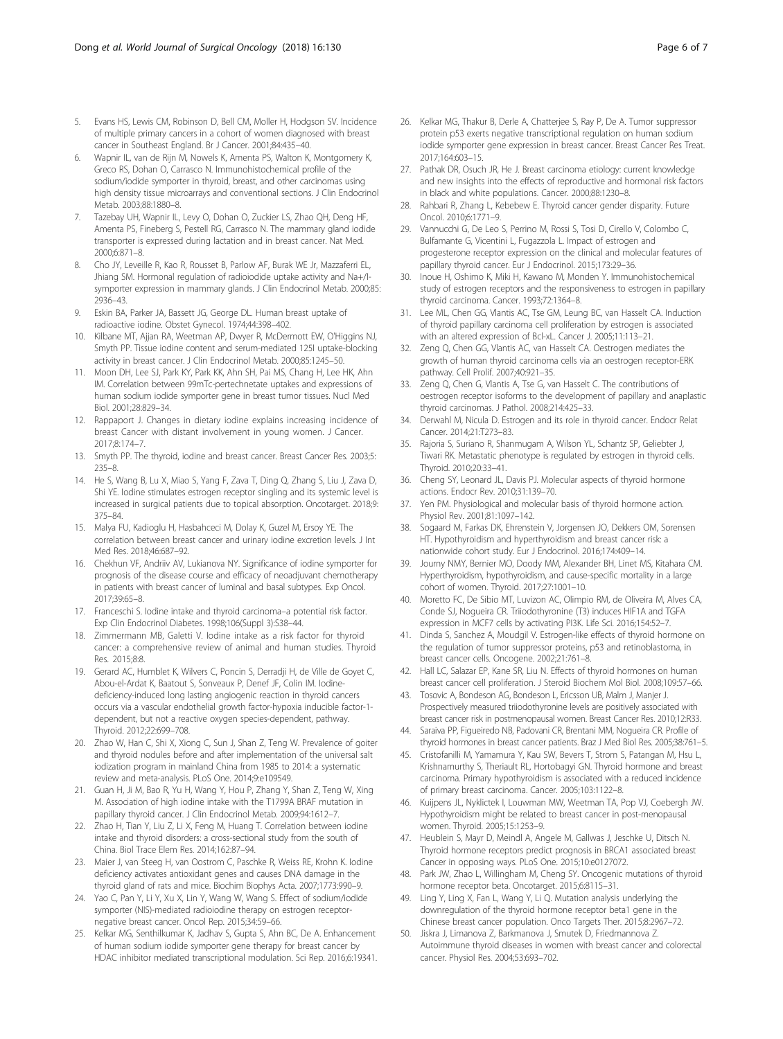5. Evans HS, Lewis CM, Robinson D, Bell CM, Moller H, Hodgson SV. Incidence of multiple primary cancers in a cohort of women diagnosed with breast cancer in Southeast England. Br J Cancer. 2001;84:435–40.
6. Wapnir IL, van de Rijn M, Nowels K, Amenta PS, Walton K, Montgomery K, Greco RS, Dohan O, Carrasco N. Immunohistochemical profile of the sodium/iodide symporter in thyroid, breast, and other carcinomas using high density tissue microarrays and conventional sections. J Clin Endocrinol Metab. 2003;88:1880–8.
7. Tazebay UH, Wapnir IL, Levy O, Dohan O, Zuckier LS, Zhao QH, Deng HF, Amenta PS, Fineberg S, Pestell RG, Carrasco N. The mammary gland iodide transporter is expressed during lactation and in breast cancer. Nat Med. 2000;6:871–8.
8. Cho JY, Leveille R, Kao R, Rousset B, Parlow AF, Burak WE Jr, Mazzaferri EL, Jhiang SM. Hormonal regulation of radioiodide uptake activity and Na+/I-symporter expression in mammary glands. J Clin Endocrinol Metab. 2000;85:2936–43.
9. Eskin BA, Parker JA, Bassett JG, George DL. Human breast uptake of radioactive iodine. Obstet Gynecol. 1974;44:398–402.
10. Kilbane MT, Ajjan RA, Weetman AP, Dwyer R, McDermott EW, O'Higgins NJ, Smyth PP. Tissue iodine content and serum-mediated 125I uptake-blocking activity in breast cancer. J Clin Endocrinol Metab. 2000;85:1245–50.
11. Moon DH, Lee SJ, Park KY, Park KK, Ahn SH, Pai MS, Chang H, Lee HK, Ahn IM. Correlation between 99mTc-pertechnetate uptakes and expressions of human sodium iodide symporter gene in breast tumor tissues. Nucl Med Biol. 2001;28:829–34.
12. Rappaport J. Changes in dietary iodine explains increasing incidence of breast Cancer with distant involvement in young women. J Cancer. 2017;8:174–7.
13. Smyth PP. The thyroid, iodine and breast cancer. Breast Cancer Res. 2003;5:235–8.
14. He S, Wang B, Lu X, Miao S, Yang F, Zava T, Ding Q, Zhang S, Liu J, Zava D, Shi YE. Iodine stimulates estrogen receptor singling and its systemic level is increased in surgical patients due to topical absorption. Oncotarget. 2018;9:375–84.
15. Malya FU, Kadioglu H, Hasbahceci M, Dolay K, Guzel M, Ersoy YE. The correlation between breast cancer and urinary iodine excretion levels. J Int Med Res. 2018;46:687–92.
16. Chekhun VF, Andriiv AV, Lukianova NY. Significance of iodine symporter for prognosis of the disease course and efficacy of neoadjuvant chemotherapy in patients with breast cancer of luminal and basal subtypes. Exp Oncol. 2017;39:65–8.
17. Franceschi S. Iodine intake and thyroid carcinoma–a potential risk factor. Exp Clin Endocrinol Diabetes. 1998;106(Suppl 3):S38–44.
18. Zimmermann MB, Galetti V. Iodine intake as a risk factor for thyroid cancer: a comprehensive review of animal and human studies. Thyroid Res. 2015;8:8.
19. Gerard AC, Humblet K, Wilvers C, Poncin S, Derradji H, de Ville de Goyet C, Abou-el-Ardat K, Baatout S, Sonveaux P, Denef JF, Colin IM. Iodine-deficiency-induced long lasting angiogenic reaction in thyroid cancers occurs via a vascular endothelial growth factor-hypoxia inducible factor-1-dependent, but not a reactive oxygen species-dependent, pathway. Thyroid. 2012;22:699–708.
20. Zhao W, Han C, Shi X, Xiong C, Sun J, Shan Z, Teng W. Prevalence of goiter and thyroid nodules before and after implementation of the universal salt iodization program in mainland China from 1985 to 2014: a systematic review and meta-analysis. PLoS One. 2014;9:e109549.
21. Guan H, Ji M, Bao R, Yu H, Wang Y, Hou P, Zhang Y, Shan Z, Teng W, Xing M. Association of high iodine intake with the T1799A BRAF mutation in papillary thyroid cancer. J Clin Endocrinol Metab. 2009;94:1612–7.
22. Zhao H, Tian Y, Liu Z, Li X, Feng M, Huang T. Correlation between iodine intake and thyroid disorders: a cross-sectional study from the south of China. Biol Trace Elem Res. 2014;162:87–94.
23. Maier J, van Steeg H, van Oostrom C, Paschke R, Weiss RE, Krohn K. Iodine deficiency activates antioxidant genes and causes DNA damage in the thyroid gland of rats and mice. Biochim Biophys Acta. 2007;1773:990–9.
24. Yao C, Pan Y, Li Y, Xu X, Lin Y, Wang W, Wang S. Effect of sodium/iodide symporter (NIS)-mediated radioiodine therapy on estrogen receptor-negative breast cancer. Oncol Rep. 2015;34:59–66.
25. Kelkar MG, Senthilkumar K, Jadhav S, Gupta S, Ahn BC, De A. Enhancement of human sodium iodide symporter gene therapy for breast cancer by HDAC inhibitor mediated transcriptional modulation. Sci Rep. 2016;6:19341.
26. Kelkar MG, Thakur B, Derle A, Chatterjee S, Ray P, De A. Tumor suppressor protein p53 exerts negative transcriptional regulation on human sodium iodide symporter gene expression in breast cancer. Breast Cancer Res Treat. 2017;164:603–15.
27. Pathak DR, Osuch JR, He J. Breast carcinoma etiology: current knowledge and new insights into the effects of reproductive and hormonal risk factors in black and white populations. Cancer. 2000;88:1230–8.
28. Rahbari R, Zhang L, Kebebew E. Thyroid cancer gender disparity. Future Oncol. 2010;6:1771–9.
29. Vannucchi G, De Leo S, Perrino M, Rossi S, Tosi D, Cirello V, Colombo C, Bulfamante G, Vicentini L, Fugazzola L. Impact of estrogen and progesterone receptor expression on the clinical and molecular features of papillary thyroid cancer. Eur J Endocrinol. 2015;173:29–36.
30. Inoue H, Oshimo K, Miki H, Kawano M, Monden Y. Immunohistochemical study of estrogen receptors and the responsiveness to estrogen in papillary thyroid carcinoma. Cancer. 1993;72:1364–8.
31. Lee ML, Chen GG, Vlantis AC, Tse GM, Leung BC, van Hasselt CA. Induction of thyroid papillary carcinoma cell proliferation by estrogen is associated with an altered expression of Bcl-xL. Cancer J. 2005;11:113–21.
32. Zeng Q, Chen GG, Vlantis AC, van Hasselt CA. Oestrogen mediates the growth of human thyroid carcinoma cells via an oestrogen receptor-ERK pathway. Cell Prolif. 2007;40:921–35.
33. Zeng Q, Chen G, Vlantis A, Tse G, van Hasselt C. The contributions of oestrogen receptor isoforms to the development of papillary and anaplastic thyroid carcinomas. J Pathol. 2008;214:425–33.
34. Derwahl M, Nicula D. Estrogen and its role in thyroid cancer. Endocr Relat Cancer. 2014;21:T273–83.
35. Rajoria S, Suriano R, Shanmugam A, Wilson YL, Schantz SP, Geliebter J, Tiwari RK. Metastatic phenotype is regulated by estrogen in thyroid cells. Thyroid. 2010;20:33–41.
36. Cheng SY, Leonard JL, Davis PJ. Molecular aspects of thyroid hormone actions. Endocr Rev. 2010;31:139–70.
37. Yen PM. Physiological and molecular basis of thyroid hormone action. Physiol Rev. 2001;81:1097–142.
38. Sogaard M, Farkas DK, Ehrenstein V, Jorgensen JO, Dekkers OM, Sorensen HT. Hypothyroidism and hyperthyroidism and breast cancer risk: a nationwide cohort study. Eur J Endocrinol. 2016;174:409–14.
39. Journy NMY, Bernier MO, Doody MM, Alexander BH, Linet MS, Kitahara CM. Hyperthyroidism, hypothyroidism, and cause-specific mortality in a large cohort of women. Thyroid. 2017;27:1001–10.
40. Moretto FC, De Sibio MT, Luvizon AC, Olimpio RM, de Oliveira M, Alves CA, Conde SJ, Nogueira CR. Triiodothyronine (T3) induces HIF1A and TGFA expression in MCF7 cells by activating PI3K. Life Sci. 2016;154:52–7.
41. Dinda S, Sanchez A, Moudgil V. Estrogen-like effects of thyroid hormone on the regulation of tumor suppressor proteins, p53 and retinoblastoma, in breast cancer cells. Oncogene. 2002;21:761–8.
42. Hall LC, Salazar EP, Kane SR, Liu N. Effects of thyroid hormones on human breast cancer cell proliferation. J Steroid Biochem Mol Biol. 2008;109:57–66.
43. Tosovic A, Bondeson AG, Bondeson L, Ericsson UB, Malm J, Manjer J. Prospectively measured triiodothyronine levels are positively associated with breast cancer risk in postmenopausal women. Breast Cancer Res. 2010;12:R33.
44. Saraiva PP, Figueiredo NB, Padovani CR, Brentani MM, Nogueira CR. Profile of thyroid hormones in breast cancer patients. Braz J Med Biol Res. 2005;38:761–5.
45. Cristofanilli M, Yamamura Y, Kau SW, Bevers T, Strom S, Patangan M, Hsu L, Krishnamurthy S, Theriault RL, Hortobagyi GN. Thyroid hormone and breast carcinoma. Primary hypothyroidism is associated with a reduced incidence of primary breast carcinoma. Cancer. 2005;103:1122–8.
46. Kuijpens JL, Nyklictek I, Louwman MW, Weetman TA, Pop VJ, Coebergh JW. Hypothyroidism might be related to breast cancer in post-menopausal women. Thyroid. 2005;15:1253–9.
47. Heublein S, Mayr D, Meindl A, Angele M, Gallwas J, Jeschke U, Ditsch N. Thyroid hormone receptors predict prognosis in BRCA1 associated breast Cancer in opposing ways. PLoS One. 2015;10:e0127072.
48. Park JW, Zhao L, Willingham M, Cheng SY. Oncogenic mutations of thyroid hormone receptor beta. Oncotarget. 2015;6:8115–31.
49. Ling Y, Ling X, Fan L, Wang Y, Li Q. Mutation analysis underlying the downregulation of the thyroid hormone receptor beta1 gene in the Chinese breast cancer population. Onco Targets Ther. 2015;8:2967–72.
50. Jiskra J, Limanova Z, Barkmanova J, Smutek D, Friedmannova Z. Autoimmune thyroid diseases in women with breast cancer and colorectal cancer. Physiol Res. 2004;53:693–702.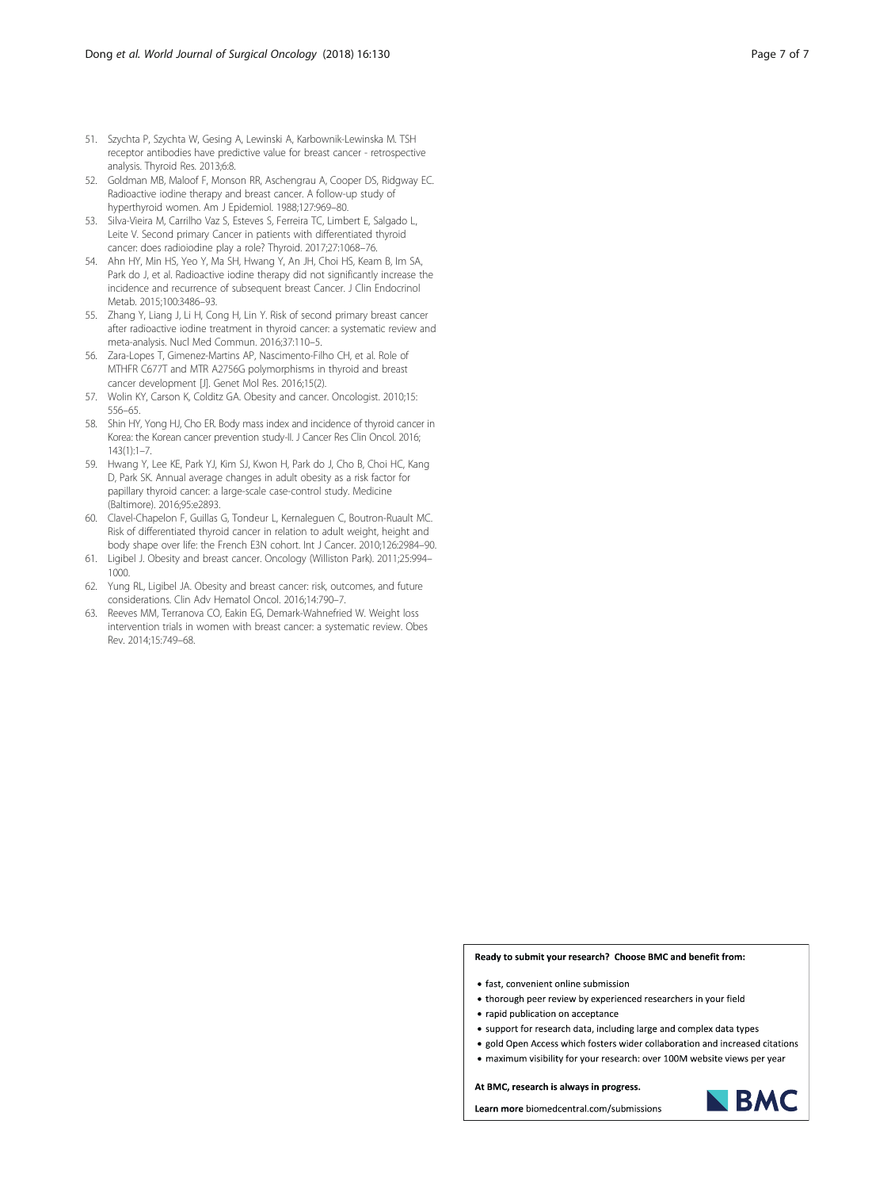51. Szychta P, Szychta W, Gesing A, Lewinski A, Karbownik-Lewinska M. TSH receptor antibodies have predictive value for breast cancer - retrospective analysis. Thyroid Res. 2013;6:8.
52. Goldman MB, Maloof F, Monson RR, Aschengrau A, Cooper DS, Ridgway EC. Radioactive iodine therapy and breast cancer. A follow-up study of hyperthyroid women. Am J Epidemiol. 1988;127:969–80.
53. Silva-Vieira M, Carrilho Vaz S, Esteves S, Ferreira TC, Limbert E, Salgado L, Leite V. Second primary Cancer in patients with differentiated thyroid cancer: does radioiodine play a role? Thyroid. 2017;27:1068–76.
54. Ahn HY, Min HS, Yeo Y, Ma SH, Hwang Y, An JH, Choi HS, Keam B, Im SA, Park do J, et al. Radioactive iodine therapy did not significantly increase the incidence and recurrence of subsequent breast Cancer. J Clin Endocrinol Metab. 2015;100:3486–93.
55. Zhang Y, Liang J, Li H, Cong H, Lin Y. Risk of second primary breast cancer after radioactive iodine treatment in thyroid cancer: a systematic review and meta-analysis. Nucl Med Commun. 2016;37:110–5.
56. Zara-Lopes T, Gimenez-Martins AP, Nascimento-Filho CH, et al. Role of MTHFR C677T and MTR A2756G polymorphisms in thyroid and breast cancer development [J]. Genet Mol Res. 2016;15(2).
57. Wolin KY, Carson K, Colditz GA. Obesity and cancer. Oncologist. 2010;15:556–65.
58. Shin HY, Yong HJ, Cho ER. Body mass index and incidence of thyroid cancer in Korea: the Korean cancer prevention study-II. J Cancer Res Clin Oncol. 2016;143(1):1–7.
59. Hwang Y, Lee KE, Park YJ, Kim SJ, Kwon H, Park do J, Cho B, Choi HC, Kang D, Park SK. Annual average changes in adult obesity as a risk factor for papillary thyroid cancer: a large-scale case-control study. Medicine (Baltimore). 2016;95:e2893.
60. Clavel-Chapelon F, Guillas G, Tondeur L, Kernaleguen C, Boutron-Ruault MC. Risk of differentiated thyroid cancer in relation to adult weight, height and body shape over life: the French E3N cohort. Int J Cancer. 2010;126:2984–90.
61. Ligibel J. Obesity and breast cancer. Oncology (Williston Park). 2011;25:994–1000.
62. Yung RL, Ligibel JA. Obesity and breast cancer: risk, outcomes, and future considerations. Clin Adv Hematol Oncol. 2016;14:790–7.
63. Reeves MM, Terranova CO, Eakin EG, Demark-Wahnefried W. Weight loss intervention trials in women with breast cancer: a systematic review. Obes Rev. 2014;15:749–68.

**Ready to submit your research? Choose BMC and benefit from:**

- fast, convenient online submission
- thorough peer review by experienced researchers in your field
- rapid publication on acceptance
- support for research data, including large and complex data types
- gold Open Access which fosters wider collaboration and increased citations
- maximum visibility for your research: over 100M website views per year

**At BMC, research is always in progress.**

**Learn more** biomedcentral.com/submissions

BMC